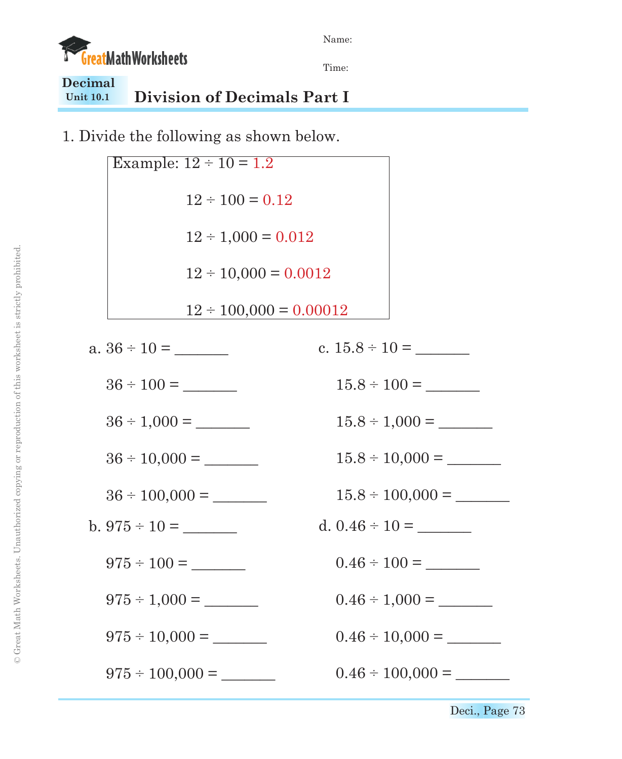Name:

Time:

**Decimal**
**Unit 10.1**

# Division of Decimals Part I

1. Divide the following as shown below.

Example: $12 \div 10 = 1.2$

$12 \div 100 = 0.12$

$12 \div 1{,}000 = 0.012$

$12 \div 10{,}000 = 0.0012$

$12 \div 100{,}000 = 0.00012$

a. $36 \div 10 =$ _______

$36 \div 100 =$ _______

$36 \div 1{,}000 =$ _______

$36 \div 10{,}000 =$ _______

$36 \div 100{,}000 =$ _______

b. $975 \div 10 =$ _______

$975 \div 100 =$ _______

$975 \div 1{,}000 =$ _______

$975 \div 10{,}000 =$ _______

$975 \div 100{,}000 =$ _______

c. $15.8 \div 10 =$ _______

$15.8 \div 100 =$ _______

$15.8 \div 1{,}000 =$ _______

$15.8 \div 10{,}000 =$ _______

$15.8 \div 100{,}000 =$ _______

d. $0.46 \div 10 =$ _______

$0.46 \div 100 =$ _______

$0.46 \div 1{,}000 =$ _______

$0.46 \div 10{,}000 =$ _______

$0.46 \div 100{,}000 =$ _______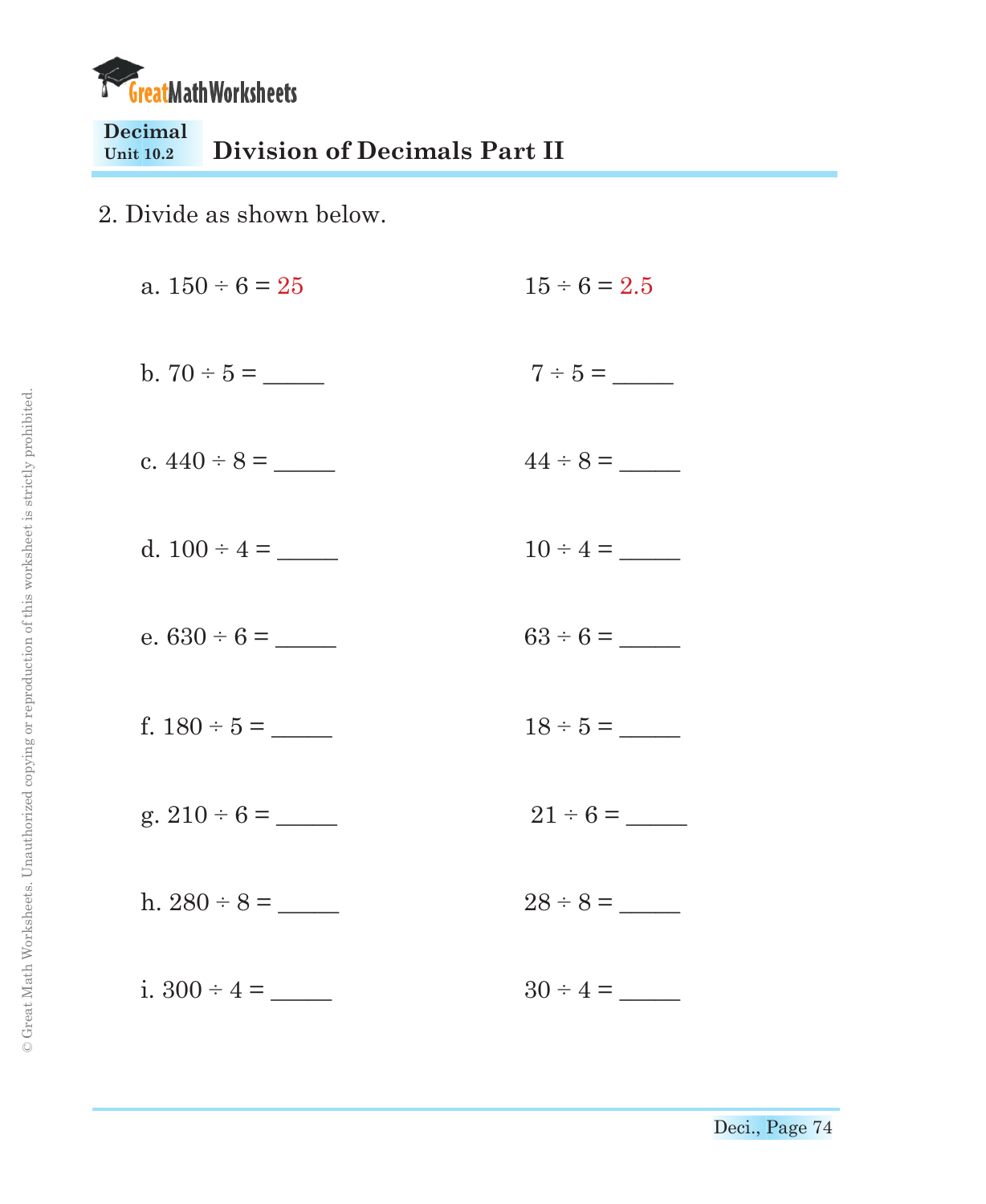GreatMathWorksheets

Decimal
Unit 10.2

# Division of Decimals Part II

2. Divide as shown below.

a. $150 \div 6 = 25$ $\quad$ $15 \div 6 = 2.5$

b. $70 \div 5 =$ _____ $\quad$ $7 \div 5 =$ _____

c. $440 \div 8 =$ _____ $\quad$ $44 \div 8 =$ _____

d. $100 \div 4 =$ _____ $\quad$ $10 \div 4 =$ _____

e. $630 \div 6 =$ _____ $\quad$ $63 \div 6 =$ _____

f. $180 \div 5 =$ _____ $\quad$ $18 \div 5 =$ _____

g. $210 \div 6 =$ _____ $\quad$ $21 \div 6 =$ _____

h. $280 \div 8 =$ _____ $\quad$ $28 \div 8 =$ _____

i. $300 \div 4 =$ _____ $\quad$ $30 \div 4 =$ _____

© Great Math Worksheets. Unauthorized copying or reproduction of this worksheet is strictly prohibited.